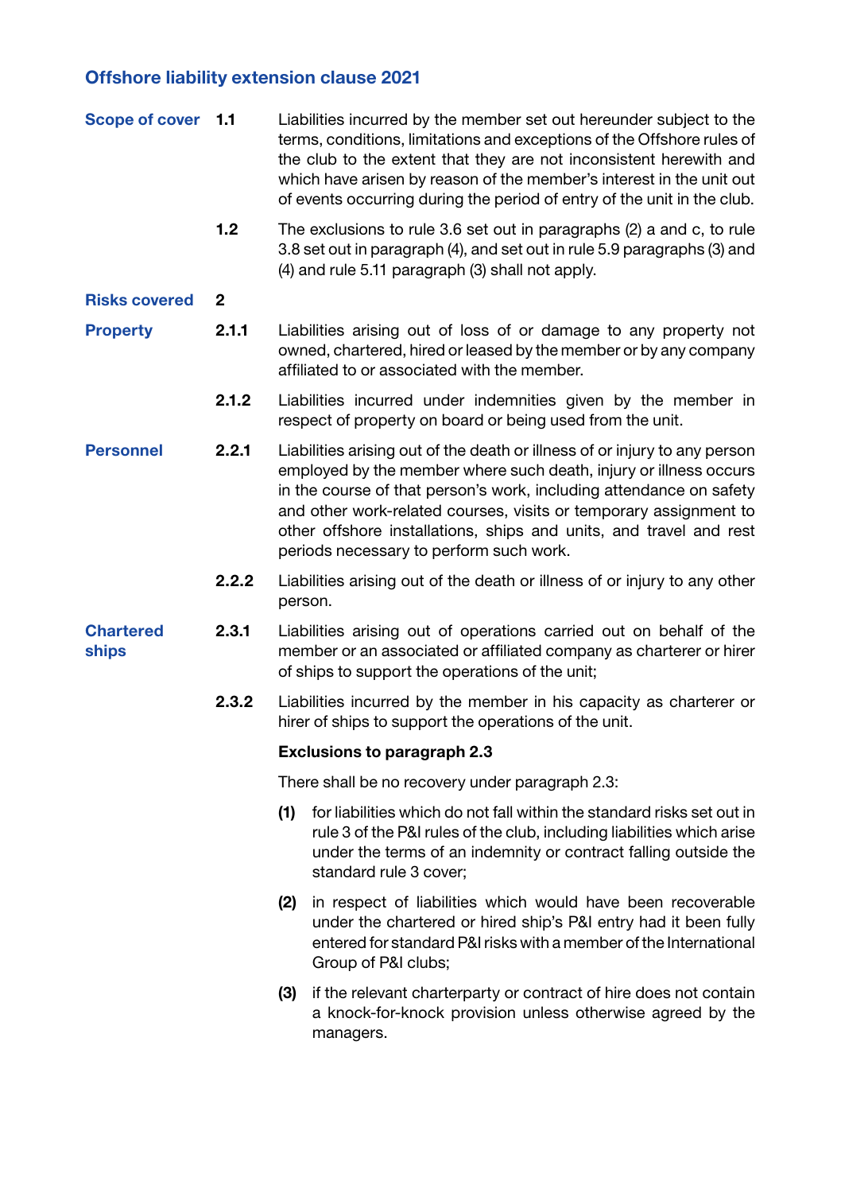## Offshore liability extension clause 2021

### Scope of cover

**1.1** Liabilities incurred by the member set out hereunder subject to the terms, conditions, limitations and exceptions of the Offshore rules of the club to the extent that they are not inconsistent herewith and which have arisen by reason of the member's interest in the unit out of events occurring during the period of entry of the unit in the club.

**1.2** The exclusions to rule 3.6 set out in paragraphs (2) a and c, to rule 3.8 set out in paragraph (4), and set out in rule 5.9 paragraphs (3) and (4) and rule 5.11 paragraph (3) shall not apply.

### Risks covered

**2**

#### Property

**2.1.1** Liabilities arising out of loss of or damage to any property not owned, chartered, hired or leased by the member or by any company affiliated to or associated with the member.

**2.1.2** Liabilities incurred under indemnities given by the member in respect of property on board or being used from the unit.

#### Personnel

**2.2.1** Liabilities arising out of the death or illness of or injury to any person employed by the member where such death, injury or illness occurs in the course of that person's work, including attendance on safety and other work-related courses, visits or temporary assignment to other offshore installations, ships and units, and travel and rest periods necessary to perform such work.

**2.2.2** Liabilities arising out of the death or illness of or injury to any other person.

#### Chartered ships

**2.3.1** Liabilities arising out of operations carried out on behalf of the member or an associated or affiliated company as charterer or hirer of ships to support the operations of the unit;

**2.3.2** Liabilities incurred by the member in his capacity as charterer or hirer of ships to support the operations of the unit.

**Exclusions to paragraph 2.3**

There shall be no recovery under paragraph 2.3:

**(1)** for liabilities which do not fall within the standard risks set out in rule 3 of the P&I rules of the club, including liabilities which arise under the terms of an indemnity or contract falling outside the standard rule 3 cover;

**(2)** in respect of liabilities which would have been recoverable under the chartered or hired ship's P&I entry had it been fully entered for standard P&I risks with a member of the International Group of P&I clubs;

**(3)** if the relevant charterparty or contract of hire does not contain a knock-for-knock provision unless otherwise agreed by the managers.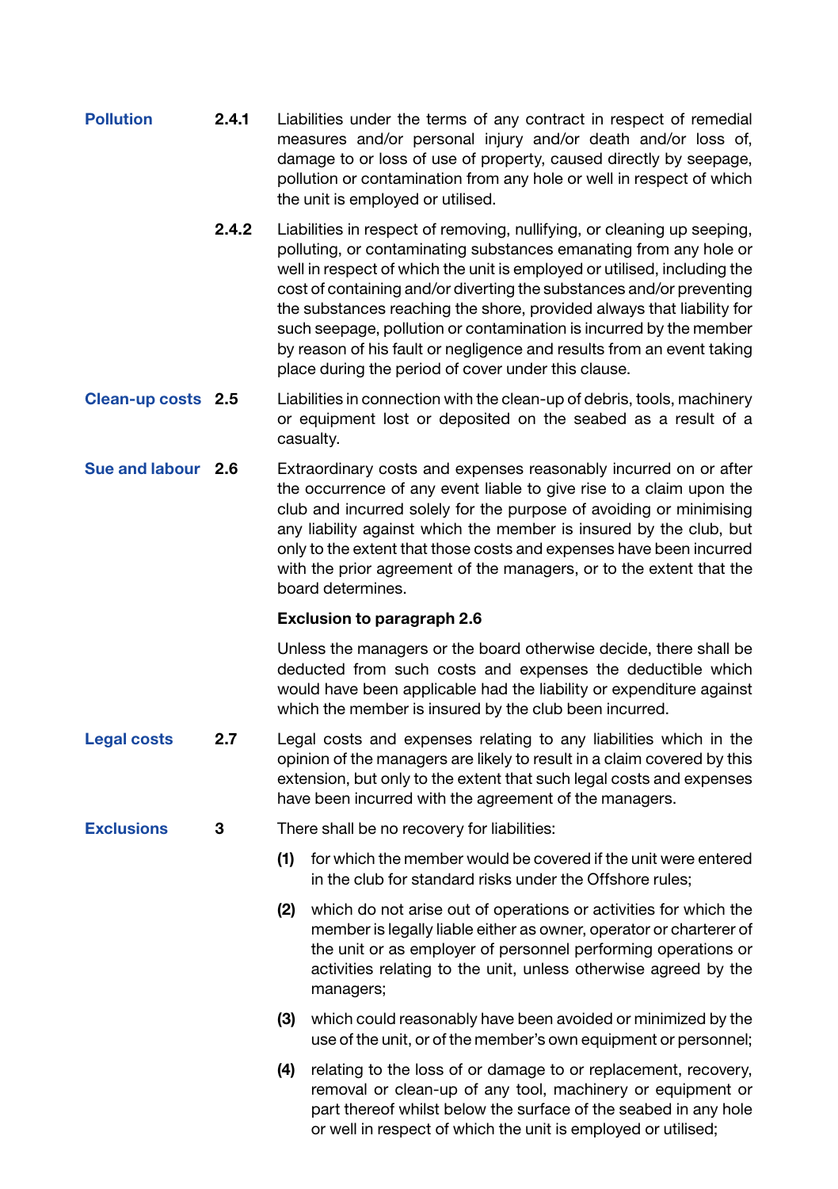**Pollution**

**2.4.1** Liabilities under the terms of any contract in respect of remedial measures and/or personal injury and/or death and/or loss of, damage to or loss of use of property, caused directly by seepage, pollution or contamination from any hole or well in respect of which the unit is employed or utilised.

**2.4.2** Liabilities in respect of removing, nullifying, or cleaning up seeping, polluting, or contaminating substances emanating from any hole or well in respect of which the unit is employed or utilised, including the cost of containing and/or diverting the substances and/or preventing the substances reaching the shore, provided always that liability for such seepage, pollution or contamination is incurred by the member by reason of his fault or negligence and results from an event taking place during the period of cover under this clause.

**Clean-up costs**

**2.5** Liabilities in connection with the clean-up of debris, tools, machinery or equipment lost or deposited on the seabed as a result of a casualty.

**Sue and labour**

**2.6** Extraordinary costs and expenses reasonably incurred on or after the occurrence of any event liable to give rise to a claim upon the club and incurred solely for the purpose of avoiding or minimising any liability against which the member is insured by the club, but only to the extent that those costs and expenses have been incurred with the prior agreement of the managers, or to the extent that the board determines.

**Exclusion to paragraph 2.6**

Unless the managers or the board otherwise decide, there shall be deducted from such costs and expenses the deductible which would have been applicable had the liability or expenditure against which the member is insured by the club been incurred.

**Legal costs**

**2.7** Legal costs and expenses relating to any liabilities which in the opinion of the managers are likely to result in a claim covered by this extension, but only to the extent that such legal costs and expenses have been incurred with the agreement of the managers.

**Exclusions**

**3** There shall be no recovery for liabilities:

**(1)** for which the member would be covered if the unit were entered in the club for standard risks under the Offshore rules;

**(2)** which do not arise out of operations or activities for which the member is legally liable either as owner, operator or charterer of the unit or as employer of personnel performing operations or activities relating to the unit, unless otherwise agreed by the managers;

**(3)** which could reasonably have been avoided or minimized by the use of the unit, or of the member's own equipment or personnel;

**(4)** relating to the loss of or damage to or replacement, recovery, removal or clean-up of any tool, machinery or equipment or part thereof whilst below the surface of the seabed in any hole or well in respect of which the unit is employed or utilised;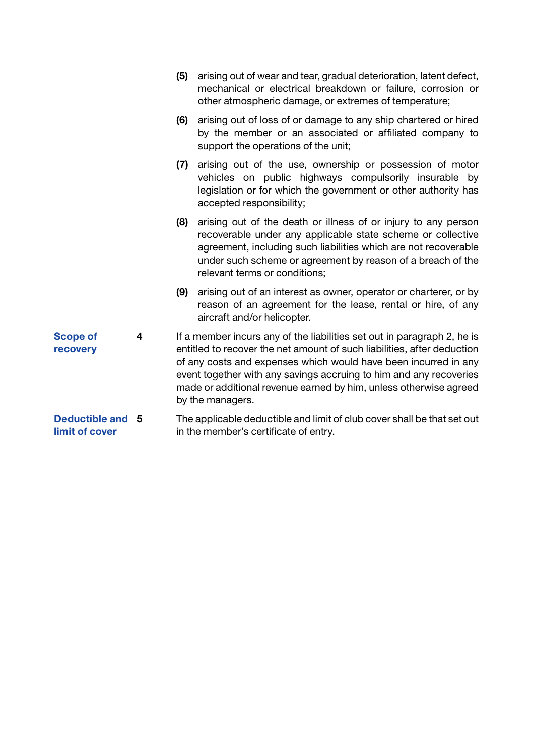**(5)** arising out of wear and tear, gradual deterioration, latent defect, mechanical or electrical breakdown or failure, corrosion or other atmospheric damage, or extremes of temperature;

**(6)** arising out of loss of or damage to any ship chartered or hired by the member or an associated or affiliated company to support the operations of the unit;

**(7)** arising out of the use, ownership or possession of motor vehicles on public highways compulsorily insurable by legislation or for which the government or other authority has accepted responsibility;

**(8)** arising out of the death or illness of or injury to any person recoverable under any applicable state scheme or collective agreement, including such liabilities which are not recoverable under such scheme or agreement by reason of a breach of the relevant terms or conditions;

**(9)** arising out of an interest as owner, operator or charterer, or by reason of an agreement for the lease, rental or hire, of any aircraft and/or helicopter.

**Scope of recovery**

**4** If a member incurs any of the liabilities set out in paragraph 2, he is entitled to recover the net amount of such liabilities, after deduction of any costs and expenses which would have been incurred in any event together with any savings accruing to him and any recoveries made or additional revenue earned by him, unless otherwise agreed by the managers.

**Deductible and limit of cover**

**5** The applicable deductible and limit of club cover shall be that set out in the member's certificate of entry.